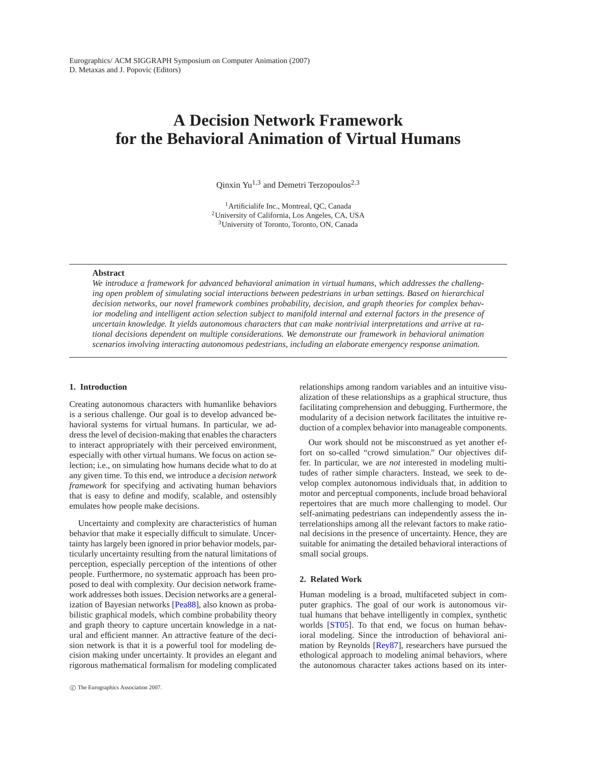# A Decision Network Framework for the Behavioral Animation of Virtual Humans

Qinxin Yu[1,3] and Demetri Terzopoulos[2,3]

[1]Artificialife Inc., Montreal, QC, Canada
[2]University of California, Los Angeles, CA, USA
[3]University of Toronto, Toronto, ON, Canada

---

**Abstract**

*We introduce a framework for advanced behavioral animation in virtual humans, which addresses the challenging open problem of simulating social interactions between pedestrians in urban settings. Based on hierarchical decision networks, our novel framework combines probability, decision, and graph theories for complex behavior modeling and intelligent action selection subject to manifold internal and external factors in the presence of uncertain knowledge. It yields autonomous characters that can make nontrivial interpretations and arrive at rational decisions dependent on multiple considerations. We demonstrate our framework in behavioral animation scenarios involving interacting autonomous pedestrians, including an elaborate emergency response animation.*

---

## 1. Introduction

Creating autonomous characters with humanlike behaviors is a serious challenge. Our goal is to develop advanced behavioral systems for virtual humans. In particular, we address the level of decision-making that enables the characters to interact appropriately with their perceived environment, especially with other virtual humans. We focus on action selection; i.e., on simulating how humans decide what to do at any given time. To this end, we introduce a *decision network framework* for specifying and activating human behaviors that is easy to define and modify, scalable, and ostensibly emulates how people make decisions.

Uncertainty and complexity are characteristics of human behavior that make it especially difficult to simulate. Uncertainty has largely been ignored in prior behavior models, particularly uncertainty resulting from the natural limitations of perception, especially perception of the intentions of other people. Furthermore, no systematic approach has been proposed to deal with complexity. Our decision network framework addresses both issues. Decision networks are a generalization of Bayesian networks [Pea88], also known as probabilistic graphical models, which combine probability theory and graph theory to capture uncertain knowledge in a natural and efficient manner. An attractive feature of the decision network is that it is a powerful tool for modeling decision making under uncertainty. It provides an elegant and rigorous mathematical formalism for modeling complicated relationships among random variables and an intuitive visualization of these relationships as a graphical structure, thus facilitating comprehension and debugging. Furthermore, the modularity of a decision network facilitates the intuitive reduction of a complex behavior into manageable components.

Our work should not be misconstrued as yet another effort on so-called "crowd simulation." Our objectives differ. In particular, we are *not* interested in modeling multitudes of rather simple characters. Instead, we seek to develop complex autonomous individuals that, in addition to motor and perceptual components, include broad behavioral repertoires that are much more challenging to model. Our self-animating pedestrians can independently assess the interrelationships among all the relevant factors to make rational decisions in the presence of uncertainty. Hence, they are suitable for animating the detailed behavioral interactions of small social groups.

## 2. Related Work

Human modeling is a broad, multifaceted subject in computer graphics. The goal of our work is autonomous virtual humans that behave intelligently in complex, synthetic worlds [ST05]. To that end, we focus on human behavioral modeling. Since the introduction of behavioral animation by Reynolds [Rey87], researchers have pursued the ethological approach to modeling animal behaviors, where the autonomous character takes actions based on its inter-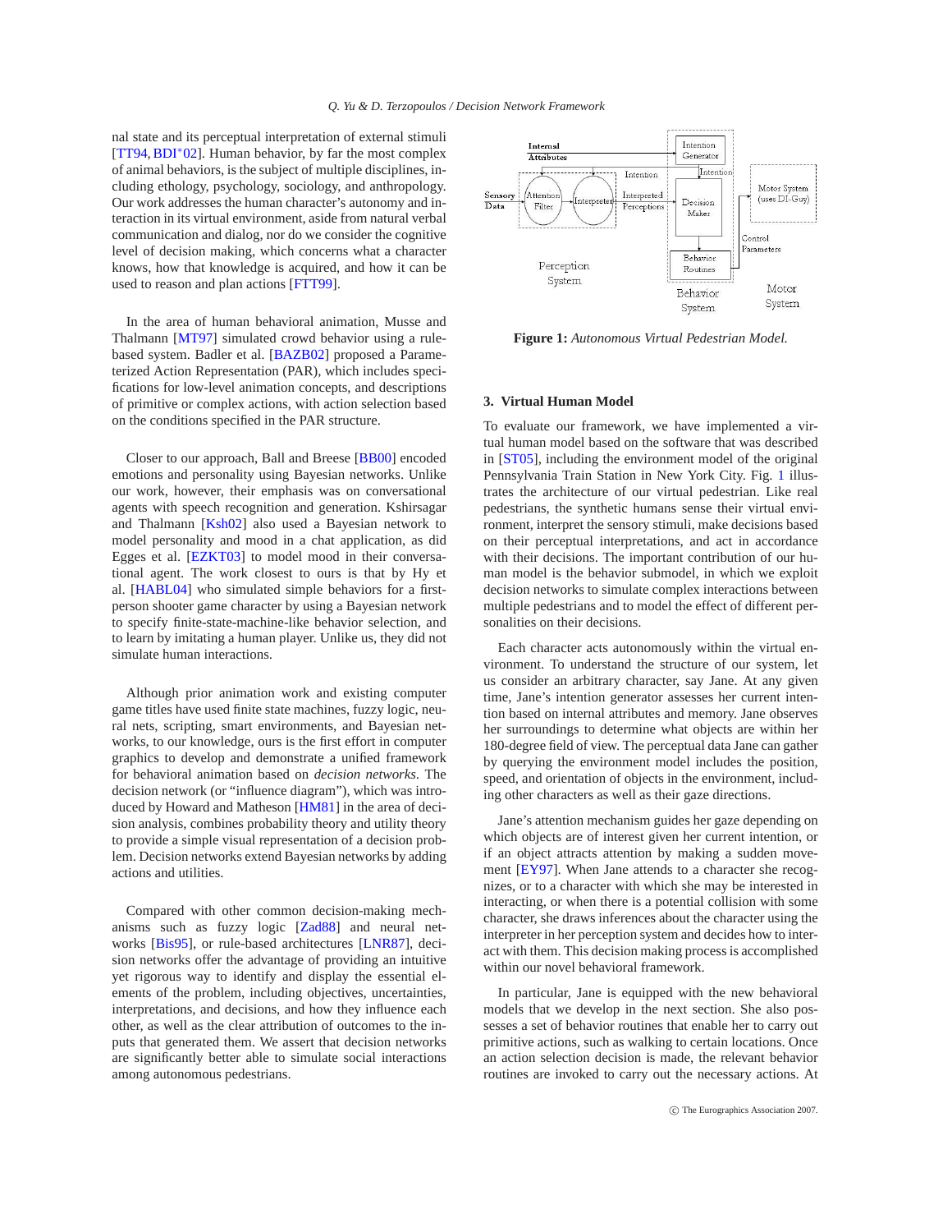nal state and its perceptual interpretation of external stimuli [TT94, BDI*02]. Human behavior, by far the most complex of animal behaviors, is the subject of multiple disciplines, including ethology, psychology, sociology, and anthropology. Our work addresses the human character's autonomy and interaction in its virtual environment, aside from natural verbal communication and dialog, nor do we consider the cognitive level of decision making, which concerns what a character knows, how that knowledge is acquired, and how it can be used to reason and plan actions [FTT99].

In the area of human behavioral animation, Musse and Thalmann [MT97] simulated crowd behavior using a rule-based system. Badler et al. [BAZB02] proposed a Parameterized Action Representation (PAR), which includes specifications for low-level animation concepts, and descriptions of primitive or complex actions, with action selection based on the conditions specified in the PAR structure.

Closer to our approach, Ball and Breese [BB00] encoded emotions and personality using Bayesian networks. Unlike our work, however, their emphasis was on conversational agents with speech recognition and generation. Kshirsagar and Thalmann [Ksh02] also used a Bayesian network to model personality and mood in a chat application, as did Egges et al. [EZKT03] to model mood in their conversational agent. The work closest to ours is that by Hy et al. [HABL04] who simulated simple behaviors for a first-person shooter game character by using a Bayesian network to specify finite-state-machine-like behavior selection, and to learn by imitating a human player. Unlike us, they did not simulate human interactions.

Although prior animation work and existing computer game titles have used finite state machines, fuzzy logic, neural nets, scripting, smart environments, and Bayesian networks, to our knowledge, ours is the first effort in computer graphics to develop and demonstrate a unified framework for behavioral animation based on *decision networks*. The decision network (or "influence diagram"), which was introduced by Howard and Matheson [HM81] in the area of decision analysis, combines probability theory and utility theory to provide a simple visual representation of a decision problem. Decision networks extend Bayesian networks by adding actions and utilities.

Compared with other common decision-making mechanisms such as fuzzy logic [Zad88] and neural networks [Bis95], or rule-based architectures [LNR87], decision networks offer the advantage of providing an intuitive yet rigorous way to identify and display the essential elements of the problem, including objectives, uncertainties, interpretations, and decisions, and how they influence each other, as well as the clear attribution of outcomes to the inputs that generated them. We assert that decision networks are significantly better able to simulate social interactions among autonomous pedestrians.

**Figure 1:** *Autonomous Virtual Pedestrian Model.*

## 3. Virtual Human Model

To evaluate our framework, we have implemented a virtual human model based on the software that was described in [ST05], including the environment model of the original Pennsylvania Train Station in New York City. Fig. 1 illustrates the architecture of our virtual pedestrian. Like real pedestrians, the synthetic humans sense their virtual environment, interpret the sensory stimuli, make decisions based on their perceptual interpretations, and act in accordance with their decisions. The important contribution of our human model is the behavior submodel, in which we exploit decision networks to simulate complex interactions between multiple pedestrians and to model the effect of different personalities on their decisions.

Each character acts autonomously within the virtual environment. To understand the structure of our system, let us consider an arbitrary character, say Jane. At any given time, Jane's intention generator assesses her current intention based on internal attributes and memory. Jane observes her surroundings to determine what objects are within her 180-degree field of view. The perceptual data Jane can gather by querying the environment model includes the position, speed, and orientation of objects in the environment, including other characters as well as their gaze directions.

Jane's attention mechanism guides her gaze depending on which objects are of interest given her current intention, or if an object attracts attention by making a sudden movement [EY97]. When Jane attends to a character she recognizes, or to a character with which she may be interested in interacting, or when there is a potential collision with some character, she draws inferences about the character using the interpreter in her perception system and decides how to interact with them. This decision making process is accomplished within our novel behavioral framework.

In particular, Jane is equipped with the new behavioral models that we develop in the next section. She also possesses a set of behavior routines that enable her to carry out primitive actions, such as walking to certain locations. Once an action selection decision is made, the relevant behavior routines are invoked to carry out the necessary actions. At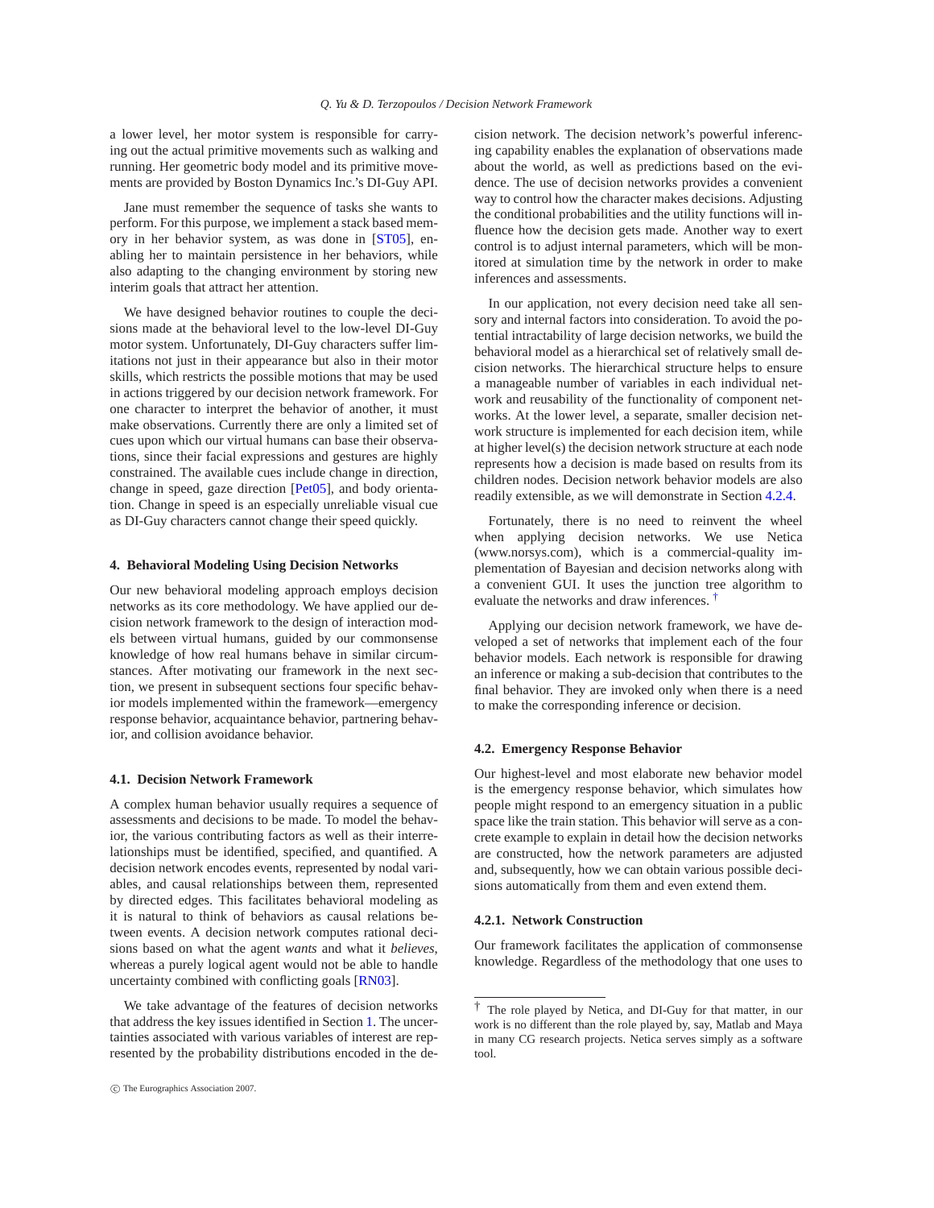a lower level, her motor system is responsible for carrying out the actual primitive movements such as walking and running. Her geometric body model and its primitive movements are provided by Boston Dynamics Inc.'s DI-Guy API.

Jane must remember the sequence of tasks she wants to perform. For this purpose, we implement a stack based memory in her behavior system, as was done in [ST05], enabling her to maintain persistence in her behaviors, while also adapting to the changing environment by storing new interim goals that attract her attention.

We have designed behavior routines to couple the decisions made at the behavioral level to the low-level DI-Guy motor system. Unfortunately, DI-Guy characters suffer limitations not just in their appearance but also in their motor skills, which restricts the possible motions that may be used in actions triggered by our decision network framework. For one character to interpret the behavior of another, it must make observations. Currently there are only a limited set of cues upon which our virtual humans can base their observations, since their facial expressions and gestures are highly constrained. The available cues include change in direction, change in speed, gaze direction [Pet05], and body orientation. Change in speed is an especially unreliable visual cue as DI-Guy characters cannot change their speed quickly.

## 4. Behavioral Modeling Using Decision Networks

Our new behavioral modeling approach employs decision networks as its core methodology. We have applied our decision network framework to the design of interaction models between virtual humans, guided by our commonsense knowledge of how real humans behave in similar circumstances. After motivating our framework in the next section, we present in subsequent sections four specific behavior models implemented within the framework—emergency response behavior, acquaintance behavior, partnering behavior, and collision avoidance behavior.

### 4.1. Decision Network Framework

A complex human behavior usually requires a sequence of assessments and decisions to be made. To model the behavior, the various contributing factors as well as their interrelationships must be identified, specified, and quantified. A decision network encodes events, represented by nodal variables, and causal relationships between them, represented by directed edges. This facilitates behavioral modeling as it is natural to think of behaviors as causal relations between events. A decision network computes rational decisions based on what the agent *wants* and what it *believes*, whereas a purely logical agent would not be able to handle uncertainty combined with conflicting goals [RN03].

We take advantage of the features of decision networks that address the key issues identified in Section 1. The uncertainties associated with various variables of interest are represented by the probability distributions encoded in the decision network. The decision network's powerful inferencing capability enables the explanation of observations made about the world, as well as predictions based on the evidence. The use of decision networks provides a convenient way to control how the character makes decisions. Adjusting the conditional probabilities and the utility functions will influence how the decision gets made. Another way to exert control is to adjust internal parameters, which will be monitored at simulation time by the network in order to make inferences and assessments.

In our application, not every decision need take all sensory and internal factors into consideration. To avoid the potential intractability of large decision networks, we build the behavioral model as a hierarchical set of relatively small decision networks. The hierarchical structure helps to ensure a manageable number of variables in each individual network and reusability of the functionality of component networks. At the lower level, a separate, smaller decision network structure is implemented for each decision item, while at higher level(s) the decision network structure at each node represents how a decision is made based on results from its children nodes. Decision network behavior models are also readily extensible, as we will demonstrate in Section 4.2.4.

Fortunately, there is no need to reinvent the wheel when applying decision networks. We use Netica (www.norsys.com), which is a commercial-quality implementation of Bayesian and decision networks along with a convenient GUI. It uses the junction tree algorithm to evaluate the networks and draw inferences. [†]

Applying our decision network framework, we have developed a set of networks that implement each of the four behavior models. Each network is responsible for drawing an inference or making a sub-decision that contributes to the final behavior. They are invoked only when there is a need to make the corresponding inference or decision.

### 4.2. Emergency Response Behavior

Our highest-level and most elaborate new behavior model is the emergency response behavior, which simulates how people might respond to an emergency situation in a public space like the train station. This behavior will serve as a concrete example to explain in detail how the decision networks are constructed, how the network parameters are adjusted and, subsequently, how we can obtain various possible decisions automatically from them and even extend them.

#### 4.2.1. Network Construction

Our framework facilitates the application of commonsense knowledge. Regardless of the methodology that one uses to

[†] The role played by Netica, and DI-Guy for that matter, in our work is no different than the role played by, say, Matlab and Maya in many CG research projects. Netica serves simply as a software tool.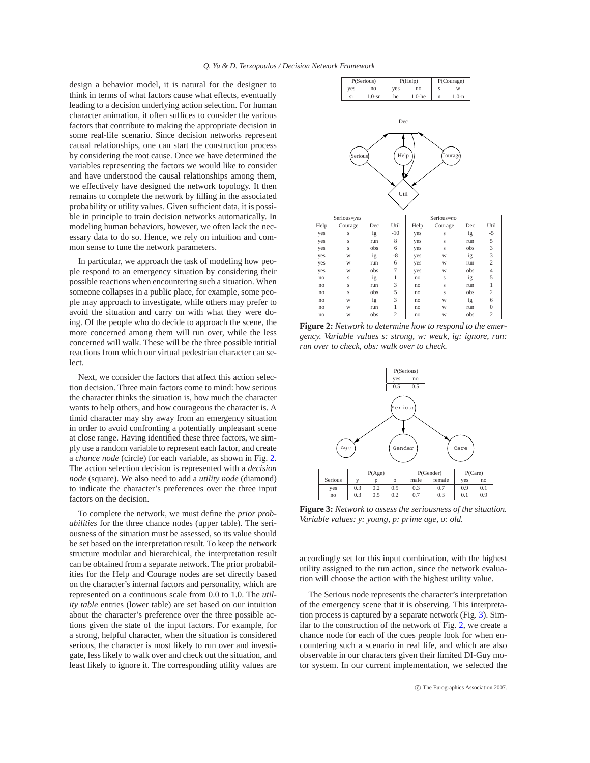design a behavior model, it is natural for the designer to think in terms of what factors cause what effects, eventually leading to a decision underlying action selection. For human character animation, it often suffices to consider the various factors that contribute to making the appropriate decision in some real-life scenario. Since decision networks represent causal relationships, one can start the construction process by considering the root cause. Once we have determined the variables representing the factors we would like to consider and have understood the causal relationships among them, we effectively have designed the network topology. It then remains to complete the network by filling in the associated probability or utility values. Given sufficient data, it is possible in principle to train decision networks automatically. In modeling human behaviors, however, we often lack the necessary data to do so. Hence, we rely on intuition and common sense to tune the network parameters.

In particular, we approach the task of modeling how people respond to an emergency situation by considering their possible reactions when encountering such a situation. When someone collapses in a public place, for example, some people may approach to investigate, while others may prefer to avoid the situation and carry on with what they were doing. Of the people who do decide to approach the scene, the more concerned among them will run over, while the less concerned will walk. These will be the three possible intitial reactions from which our virtual pedestrian character can select.

Next, we consider the factors that affect this action selection decision. Three main factors come to mind: how serious the character thinks the situation is, how much the character wants to help others, and how courageous the character is. A timid character may shy away from an emergency situation in order to avoid confronting a potentially unpleasant scene at close range. Having identified these three factors, we simply use a random variable to represent each factor, and create a *chance node* (circle) for each variable, as shown in Fig. 2. The action selection decision is represented with a *decision node* (square). We also need to add a *utility node* (diamond) to indicate the character's preferences over the three input factors on the decision.

To complete the network, we must define the *prior probabilities* for the three chance nodes (upper table). The seriousness of the situation must be assessed, so its value should be set based on the interpretation result. To keep the network structure modular and hierarchical, the interpretation result can be obtained from a separate network. The prior probabilities for the Help and Courage nodes are set directly based on the character's internal factors and personality, which are represented on a continuous scale from 0.0 to 1.0. The *utility table* entries (lower table) are set based on our intuition about the character's preference over the three possible actions given the state of the input factors. For example, for a strong, helpful character, when the situation is considered serious, the character is most likely to run over and investigate, less likely to walk over and check out the situation, and least likely to ignore it. The corresponding utility values are accordingly set for this input combination, with the highest utility assigned to the run action, since the network evaluation will choose the action with the highest utility value.

| P(Serious) | | P(Help) | | P(Courage) | |
|---|---|---|---|---|---|
| yes | no | yes | no | s | w |
| sr | 1.0-sr | he | 1.0-he | n | 1.0-n |

| Serious=*yes* | | | | Serious=*no* | | | |
|---|---|---|---|---|---|---|---|
| Help | Courage | Dec | Util | Help | Courage | Dec | Util |
| yes | s | ig | -10 | yes | s | ig | -5 |
| yes | s | run | 8 | yes | s | run | 5 |
| yes | s | obs | 6 | yes | s | obs | 3 |
| yes | w | ig | -8 | yes | w | ig | 3 |
| yes | w | run | 6 | yes | w | run | 2 |
| yes | w | obs | 7 | yes | w | obs | 4 |
| no | s | ig | 1 | no | s | ig | 5 |
| no | s | run | 3 | no | s | run | 1 |
| no | s | obs | 5 | no | s | obs | 2 |
| no | w | ig | 3 | no | w | ig | 6 |
| no | w | run | 1 | no | w | run | 0 |
| no | w | obs | 2 | no | w | obs | 2 |

**Figure 2:** *Network to determine how to respond to the emergency. Variable values s: strong, w: weak, ig: ignore, run: run over to check, obs: walk over to check.*

| P(Serious) | |
|---|---|
| yes | no |
| 0.5 | 0.5 |

| Serious | P(Age) | | | P(Gender) | | P(Care) | |
|---|---|---|---|---|---|---|---|
| | y | p | o | male | female | yes | no |
| yes | 0.3 | 0.2 | 0.5 | 0.3 | 0.7 | 0.9 | 0.1 |
| no | 0.3 | 0.5 | 0.2 | 0.7 | 0.3 | 0.1 | 0.9 |

**Figure 3:** *Network to assess the seriousness of the situation. Variable values: y: young, p: prime age, o: old.*

The Serious node represents the character's interpretation of the emergency scene that it is observing. This interpretation process is captured by a separate network (Fig. 3). Similar to the construction of the network of Fig. 2, we create a chance node for each of the cues people look for when encountering such a scenario in real life, and which are also observable in our characters given their limited DI-Guy motor system. In our current implementation, we selected the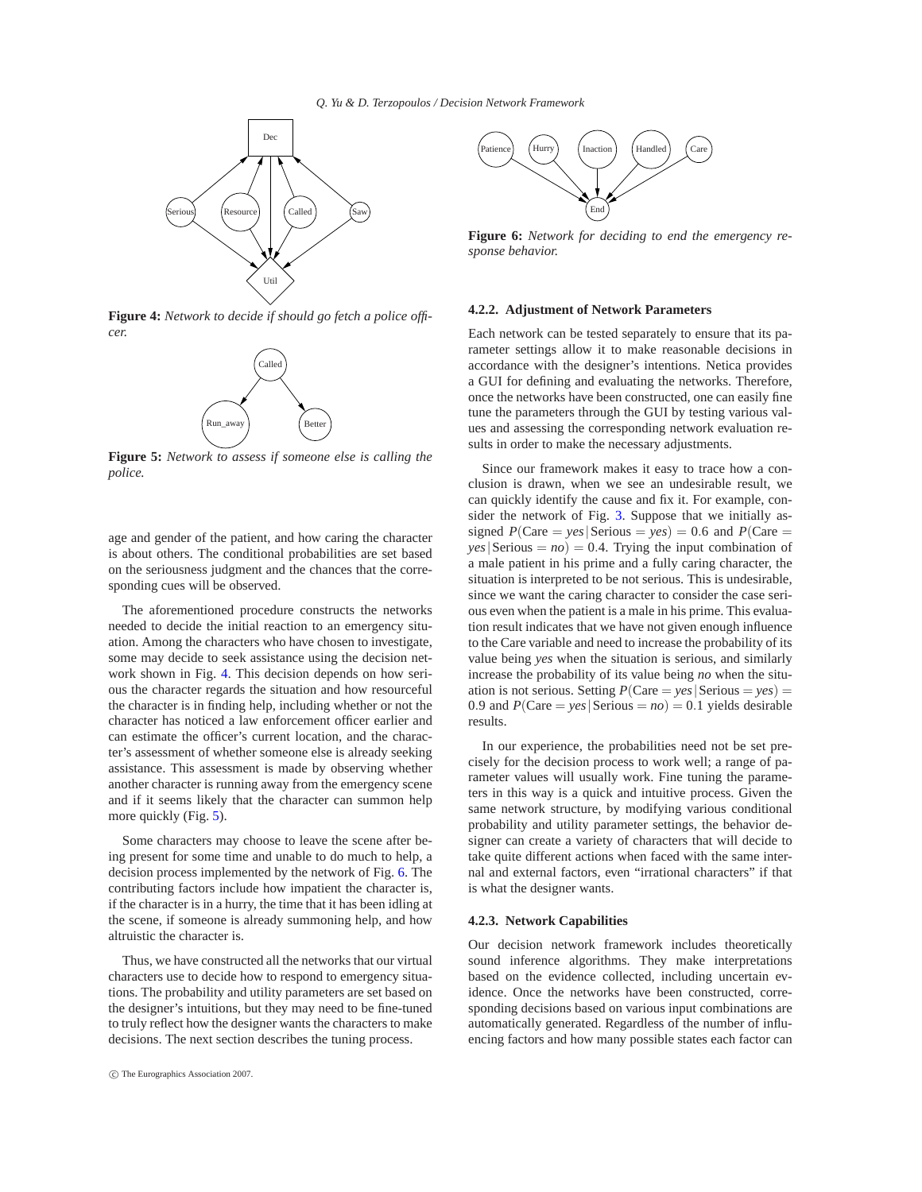**Figure 4:** *Network to decide if should go fetch a police officer.*

**Figure 5:** *Network to assess if someone else is calling the police.*

age and gender of the patient, and how caring the character is about others. The conditional probabilities are set based on the seriousness judgment and the chances that the corresponding cues will be observed.

The aforementioned procedure constructs the networks needed to decide the initial reaction to an emergency situation. Among the characters who have chosen to investigate, some may decide to seek assistance using the decision network shown in Fig. 4. This decision depends on how serious the character regards the situation and how resourceful the character is in finding help, including whether or not the character has noticed a law enforcement officer earlier and can estimate the officer's current location, and the character's assessment of whether someone else is already seeking assistance. This assessment is made by observing whether another character is running away from the emergency scene and if it seems likely that the character can summon help more quickly (Fig. 5).

Some characters may choose to leave the scene after being present for some time and unable to do much to help, a decision process implemented by the network of Fig. 6. The contributing factors include how impatient the character is, if the character is in a hurry, the time that it has been idling at the scene, if someone is already summoning help, and how altruistic the character is.

Thus, we have constructed all the networks that our virtual characters use to decide how to respond to emergency situations. The probability and utility parameters are set based on the designer's intuitions, but they may need to be fine-tuned to truly reflect how the designer wants the characters to make decisions. The next section describes the tuning process.

**Figure 6:** *Network for deciding to end the emergency response behavior.*

#### 4.2.2. Adjustment of Network Parameters

Each network can be tested separately to ensure that its parameter settings allow it to make reasonable decisions in accordance with the designer's intentions. Netica provides a GUI for defining and evaluating the networks. Therefore, once the networks have been constructed, one can easily fine tune the parameters through the GUI by testing various values and assessing the corresponding network evaluation results in order to make the necessary adjustments.

Since our framework makes it easy to trace how a conclusion is drawn, when we see an undesirable result, we can quickly identify the cause and fix it. For example, consider the network of Fig. 3. Suppose that we initially assigned $P(\text{Care} = \textit{yes}\,|\,\text{Serious} = \textit{yes}) = 0.6$ and $P(\text{Care} = \textit{yes}\,|\,\text{Serious} = \textit{no}) = 0.4$. Trying the input combination of a male patient in his prime and a fully caring character, the situation is interpreted to be not serious. This is undesirable, since we want the caring character to consider the case serious even when the patient is a male in his prime. This evaluation result indicates that we have not given enough influence to the Care variable and need to increase the probability of its value being *yes* when the situation is serious, and similarly increase the probability of its value being *no* when the situation is not serious. Setting $P(\text{Care} = \textit{yes}\,|\,\text{Serious} = \textit{yes}) = 0.9$ and $P(\text{Care} = \textit{yes}\,|\,\text{Serious} = \textit{no}) = 0.1$ yields desirable results.

In our experience, the probabilities need not be set precisely for the decision process to work well; a range of parameter values will usually work. Fine tuning the parameters in this way is a quick and intuitive process. Given the same network structure, by modifying various conditional probability and utility parameter settings, the behavior designer can create a variety of characters that will decide to take quite different actions when faced with the same internal and external factors, even "irrational characters" if that is what the designer wants.

#### 4.2.3. Network Capabilities

Our decision network framework includes theoretically sound inference algorithms. They make interpretations based on the evidence collected, including uncertain evidence. Once the networks have been constructed, corresponding decisions based on various input combinations are automatically generated. Regardless of the number of influencing factors and how many possible states each factor can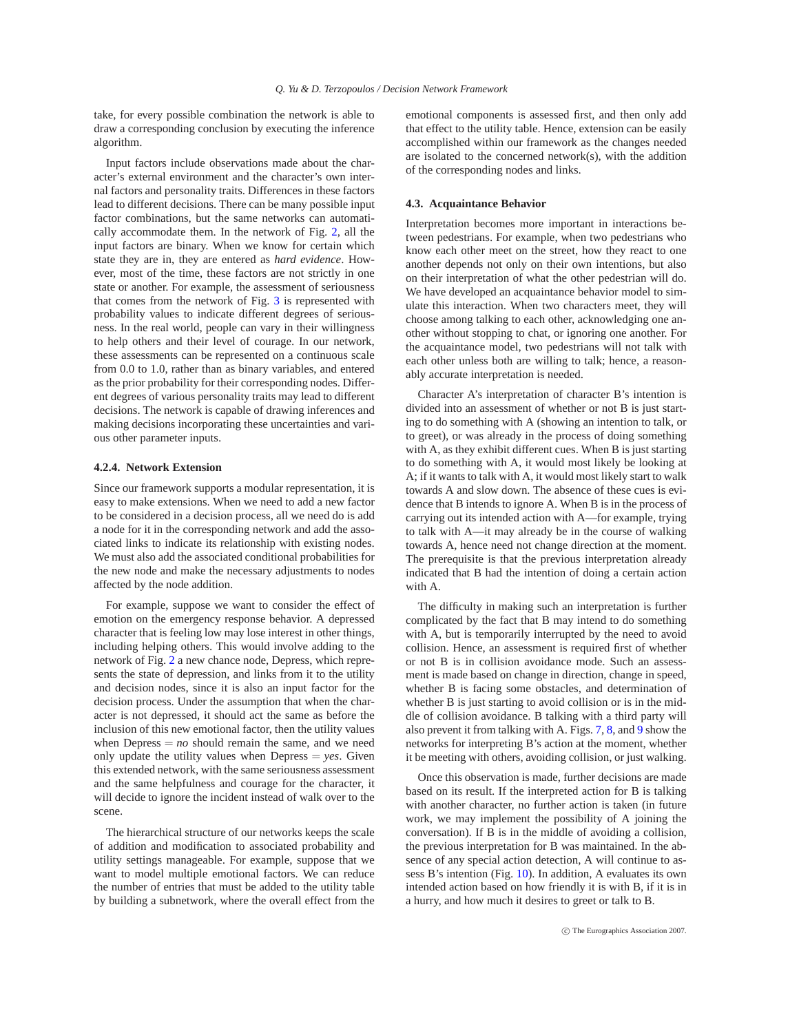take, for every possible combination the network is able to draw a corresponding conclusion by executing the inference algorithm.

Input factors include observations made about the character's external environment and the character's own internal factors and personality traits. Differences in these factors lead to different decisions. There can be many possible input factor combinations, but the same networks can automatically accommodate them. In the network of Fig. 2, all the input factors are binary. When we know for certain which state they are in, they are entered as *hard evidence*. However, most of the time, these factors are not strictly in one state or another. For example, the assessment of seriousness that comes from the network of Fig. 3 is represented with probability values to indicate different degrees of seriousness. In the real world, people can vary in their willingness to help others and their level of courage. In our network, these assessments can be represented on a continuous scale from 0.0 to 1.0, rather than as binary variables, and entered as the prior probability for their corresponding nodes. Different degrees of various personality traits may lead to different decisions. The network is capable of drawing inferences and making decisions incorporating these uncertainties and various other parameter inputs.

#### 4.2.4. Network Extension

Since our framework supports a modular representation, it is easy to make extensions. When we need to add a new factor to be considered in a decision process, all we need do is add a node for it in the corresponding network and add the associated links to indicate its relationship with existing nodes. We must also add the associated conditional probabilities for the new node and make the necessary adjustments to nodes affected by the node addition.

For example, suppose we want to consider the effect of emotion on the emergency response behavior. A depressed character that is feeling low may lose interest in other things, including helping others. This would involve adding to the network of Fig. 2 a new chance node, Depress, which represents the state of depression, and links from it to the utility and decision nodes, since it is also an input factor for the decision process. Under the assumption that when the character is not depressed, it should act the same as before the inclusion of this new emotional factor, then the utility values when Depress = *no* should remain the same, and we need only update the utility values when Depress = *yes*. Given this extended network, with the same seriousness assessment and the same helpfulness and courage for the character, it will decide to ignore the incident instead of walk over to the scene.

The hierarchical structure of our networks keeps the scale of addition and modification to associated probability and utility settings manageable. For example, suppose that we want to model multiple emotional factors. We can reduce the number of entries that must be added to the utility table by building a subnetwork, where the overall effect from the emotional components is assessed first, and then only add that effect to the utility table. Hence, extension can be easily accomplished within our framework as the changes needed are isolated to the concerned network(s), with the addition of the corresponding nodes and links.

### 4.3. Acquaintance Behavior

Interpretation becomes more important in interactions between pedestrians. For example, when two pedestrians who know each other meet on the street, how they react to one another depends not only on their own intentions, but also on their interpretation of what the other pedestrian will do. We have developed an acquaintance behavior model to simulate this interaction. When two characters meet, they will choose among talking to each other, acknowledging one another without stopping to chat, or ignoring one another. For the acquaintance model, two pedestrians will not talk with each other unless both are willing to talk; hence, a reasonably accurate interpretation is needed.

Character A's interpretation of character B's intention is divided into an assessment of whether or not B is just starting to do something with A (showing an intention to talk, or to greet), or was already in the process of doing something with A, as they exhibit different cues. When B is just starting to do something with A, it would most likely be looking at A; if it wants to talk with A, it would most likely start to walk towards A and slow down. The absence of these cues is evidence that B intends to ignore A. When B is in the process of carrying out its intended action with A—for example, trying to talk with A—it may already be in the course of walking towards A, hence need not change direction at the moment. The prerequisite is that the previous interpretation already indicated that B had the intention of doing a certain action with A.

The difficulty in making such an interpretation is further complicated by the fact that B may intend to do something with A, but is temporarily interrupted by the need to avoid collision. Hence, an assessment is required first of whether or not B is in collision avoidance mode. Such an assessment is made based on change in direction, change in speed, whether B is facing some obstacles, and determination of whether B is just starting to avoid collision or is in the middle of collision avoidance. B talking with a third party will also prevent it from talking with A. Figs. 7, 8, and 9 show the networks for interpreting B's action at the moment, whether it be meeting with others, avoiding collision, or just walking.

Once this observation is made, further decisions are made based on its result. If the interpreted action for B is talking with another character, no further action is taken (in future work, we may implement the possibility of A joining the conversation). If B is in the middle of avoiding a collision, the previous interpretation for B was maintained. In the absence of any special action detection, A will continue to assess B's intention (Fig. 10). In addition, A evaluates its own intended action based on how friendly it is with B, if it is in a hurry, and how much it desires to greet or talk to B.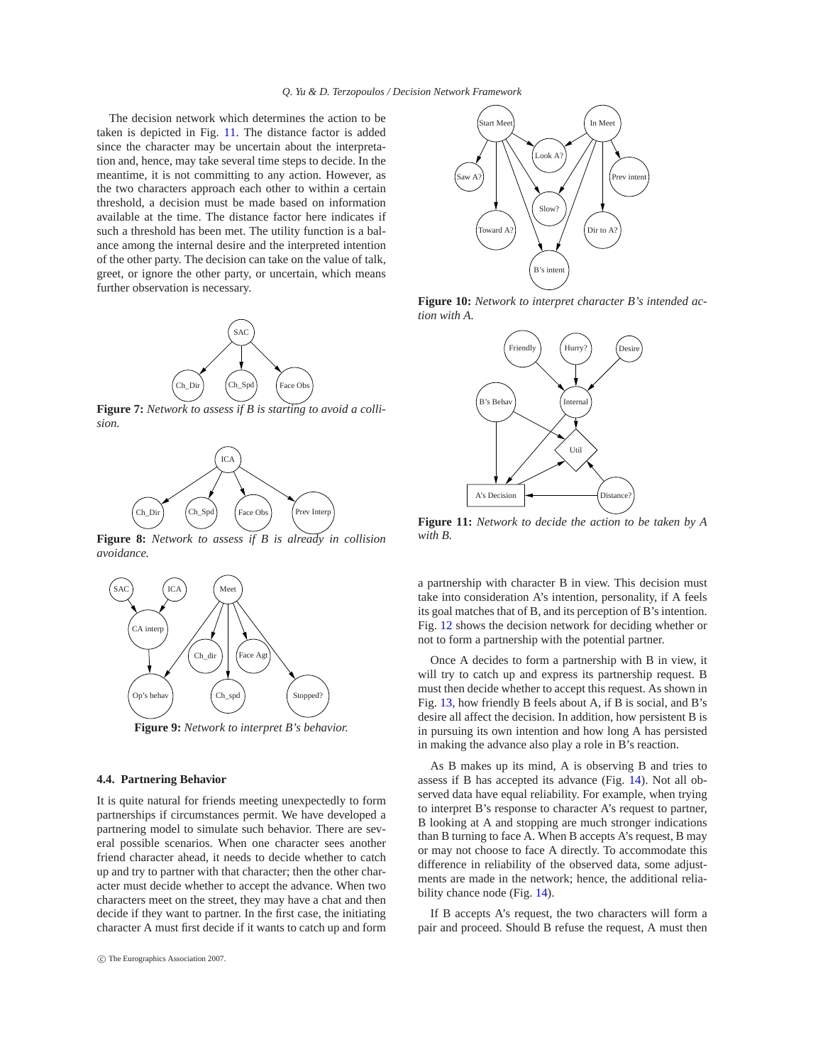The decision network which determines the action to be taken is depicted in Fig. 11. The distance factor is added since the character may be uncertain about the interpretation and, hence, may take several time steps to decide. In the meantime, it is not committing to any action. However, as the two characters approach each other to within a certain threshold, a decision must be made based on information available at the time. The distance factor here indicates if such a threshold has been met. The utility function is a balance among the internal desire and the interpreted intention of the other party. The decision can take on the value of talk, greet, or ignore the other party, or uncertain, which means further observation is necessary.

**Figure 7:** *Network to assess if B is starting to avoid a collision.*

**Figure 8:** *Network to assess if B is already in collision avoidance.*

**Figure 9:** *Network to interpret B's behavior.*

### 4.4. Partnering Behavior

It is quite natural for friends meeting unexpectedly to form partnerships if circumstances permit. We have developed a partnering model to simulate such behavior. There are several possible scenarios. When one character sees another friend character ahead, it needs to decide whether to catch up and try to partner with that character; then the other character must decide whether to accept the advance. When two characters meet on the street, they may have a chat and then decide if they want to partner. In the first case, the initiating character A must first decide if it wants to catch up and form a partnership with character B in view. This decision must take into consideration A's intention, personality, if A feels its goal matches that of B, and its perception of B's intention. Fig. 12 shows the decision network for deciding whether or not to form a partnership with the potential partner.

**Figure 10:** *Network to interpret character B's intended action with A.*

**Figure 11:** *Network to decide the action to be taken by A with B.*

Once A decides to form a partnership with B in view, it will try to catch up and express its partnership request. B must then decide whether to accept this request. As shown in Fig. 13, how friendly B feels about A, if B is social, and B's desire all affect the decision. In addition, how persistent B is in pursuing its own intention and how long A has persisted in making the advance also play a role in B's reaction.

As B makes up its mind, A is observing B and tries to assess if B has accepted its advance (Fig. 14). Not all observed data have equal reliability. For example, when trying to interpret B's response to character A's request to partner, B looking at A and stopping are much stronger indications than B turning to face A. When B accepts A's request, B may or may not choose to face A directly. To accommodate this difference in reliability of the observed data, some adjustments are made in the network; hence, the additional reliability chance node (Fig. 14).

If B accepts A's request, the two characters will form a pair and proceed. Should B refuse the request, A must then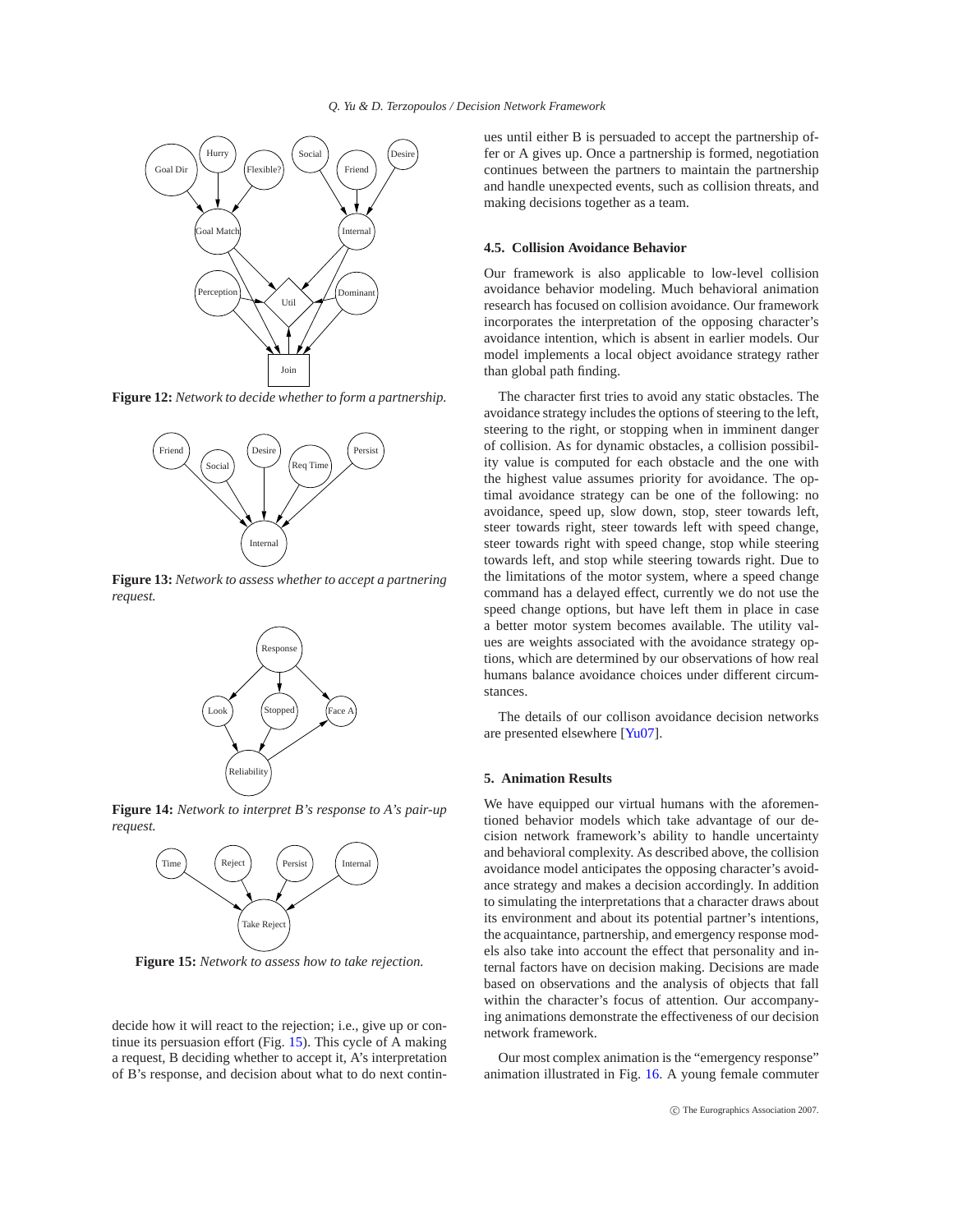**Figure 12:** *Network to decide whether to form a partnership.*

**Figure 13:** *Network to assess whether to accept a partnering request.*

**Figure 14:** *Network to interpret B's response to A's pair-up request.*

**Figure 15:** *Network to assess how to take rejection.*

decide how it will react to the rejection; i.e., give up or continue its persuasion effort (Fig. 15). This cycle of A making a request, B deciding whether to accept it, A's interpretation of B's response, and decision about what to do next continues until either B is persuaded to accept the partnership offer or A gives up. Once a partnership is formed, negotiation continues between the partners to maintain the partnership and handle unexpected events, such as collision threats, and making decisions together as a team.

### 4.5. Collision Avoidance Behavior

Our framework is also applicable to low-level collision avoidance behavior modeling. Much behavioral animation research has focused on collision avoidance. Our framework incorporates the interpretation of the opposing character's avoidance intention, which is absent in earlier models. Our model implements a local object avoidance strategy rather than global path finding.

The character first tries to avoid any static obstacles. The avoidance strategy includes the options of steering to the left, steering to the right, or stopping when in imminent danger of collision. As for dynamic obstacles, a collision possibility value is computed for each obstacle and the one with the highest value assumes priority for avoidance. The optimal avoidance strategy can be one of the following: no avoidance, speed up, slow down, stop, steer towards left, steer towards right, steer towards left with speed change, steer towards right with speed change, stop while steering towards left, and stop while steering towards right. Due to the limitations of the motor system, where a speed change command has a delayed effect, currently we do not use the speed change options, but have left them in place in case a better motor system becomes available. The utility values are weights associated with the avoidance strategy options, which are determined by our observations of how real humans balance avoidance choices under different circumstances.

The details of our collison avoidance decision networks are presented elsewhere [Yu07].

## 5. Animation Results

We have equipped our virtual humans with the aforementioned behavior models which take advantage of our decision network framework's ability to handle uncertainty and behavioral complexity. As described above, the collision avoidance model anticipates the opposing character's avoidance strategy and makes a decision accordingly. In addition to simulating the interpretations that a character draws about its environment and about its potential partner's intentions, the acquaintance, partnership, and emergency response models also take into account the effect that personality and internal factors have on decision making. Decisions are made based on observations and the analysis of objects that fall within the character's focus of attention. Our accompanying animations demonstrate the effectiveness of our decision network framework.

Our most complex animation is the "emergency response" animation illustrated in Fig. 16. A young female commuter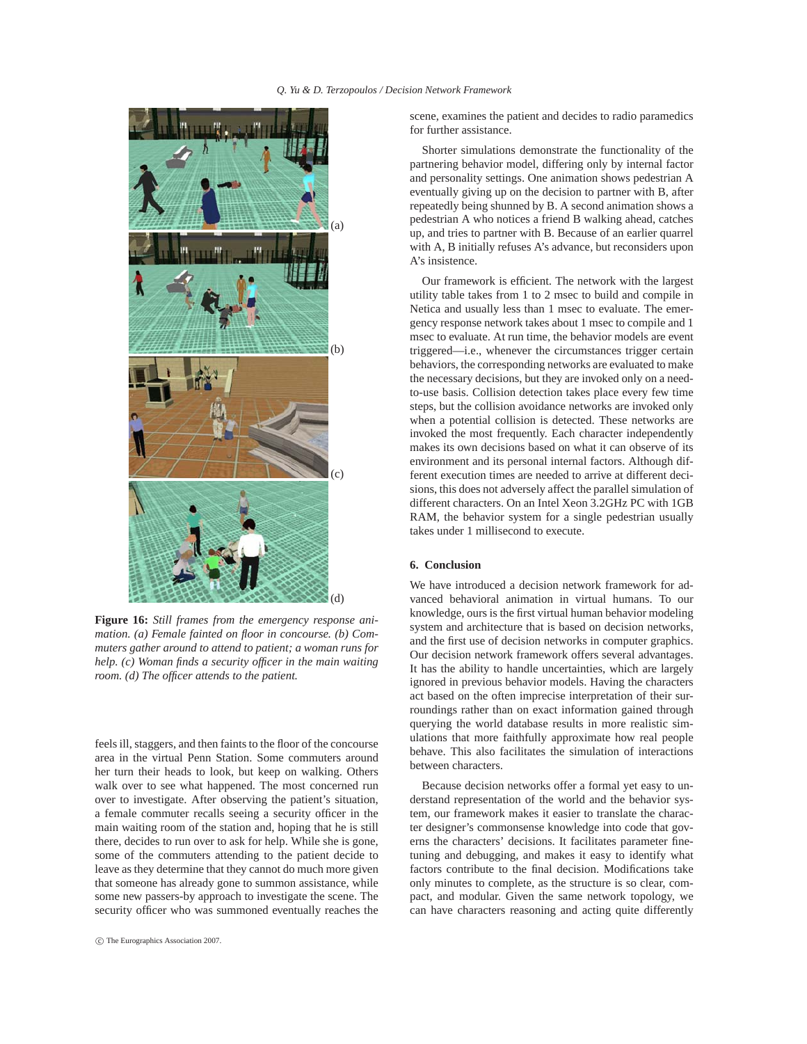**Figure 16:** *Still frames from the emergency response animation. (a) Female fainted on floor in concourse. (b) Commuters gather around to attend to patient; a woman runs for help. (c) Woman finds a security officer in the main waiting room. (d) The officer attends to the patient.*

feels ill, staggers, and then faints to the floor of the concourse area in the virtual Penn Station. Some commuters around her turn their heads to look, but keep on walking. Others walk over to see what happened. The most concerned run over to investigate. After observing the patient's situation, a female commuter recalls seeing a security officer in the main waiting room of the station and, hoping that he is still there, decides to run over to ask for help. While she is gone, some of the commuters attending to the patient decide to leave as they determine that they cannot do much more given that someone has already gone to summon assistance, while some new passers-by approach to investigate the scene. The security officer who was summoned eventually reaches the scene, examines the patient and decides to radio paramedics for further assistance.

Shorter simulations demonstrate the functionality of the partnering behavior model, differing only by internal factor and personality settings. One animation shows pedestrian A eventually giving up on the decision to partner with B, after repeatedly being shunned by B. A second animation shows a pedestrian A who notices a friend B walking ahead, catches up, and tries to partner with B. Because of an earlier quarrel with A, B initially refuses A's advance, but reconsiders upon A's insistence.

Our framework is efficient. The network with the largest utility table takes from 1 to 2 msec to build and compile in Netica and usually less than 1 msec to evaluate. The emergency response network takes about 1 msec to compile and 1 msec to evaluate. At run time, the behavior models are event triggered—i.e., whenever the circumstances trigger certain behaviors, the corresponding networks are evaluated to make the necessary decisions, but they are invoked only on a need-to-use basis. Collision detection takes place every few time steps, but the collision avoidance networks are invoked only when a potential collision is detected. These networks are invoked the most frequently. Each character independently makes its own decisions based on what it can observe of its environment and its personal internal factors. Although different execution times are needed to arrive at different decisions, this does not adversely affect the parallel simulation of different characters. On an Intel Xeon 3.2GHz PC with 1GB RAM, the behavior system for a single pedestrian usually takes under 1 millisecond to execute.

## 6. Conclusion

We have introduced a decision network framework for advanced behavioral animation in virtual humans. To our knowledge, ours is the first virtual human behavior modeling system and architecture that is based on decision networks, and the first use of decision networks in computer graphics. Our decision network framework offers several advantages. It has the ability to handle uncertainties, which are largely ignored in previous behavior models. Having the characters act based on the often imprecise interpretation of their surroundings rather than on exact information gained through querying the world database results in more realistic simulations that more faithfully approximate how real people behave. This also facilitates the simulation of interactions between characters.

Because decision networks offer a formal yet easy to understand representation of the world and the behavior system, our framework makes it easier to translate the character designer's commonsense knowledge into code that governs the characters' decisions. It facilitates parameter fine-tuning and debugging, and makes it easy to identify what factors contribute to the final decision. Modifications take only minutes to complete, as the structure is so clear, compact, and modular. Given the same network topology, we can have characters reasoning and acting quite differently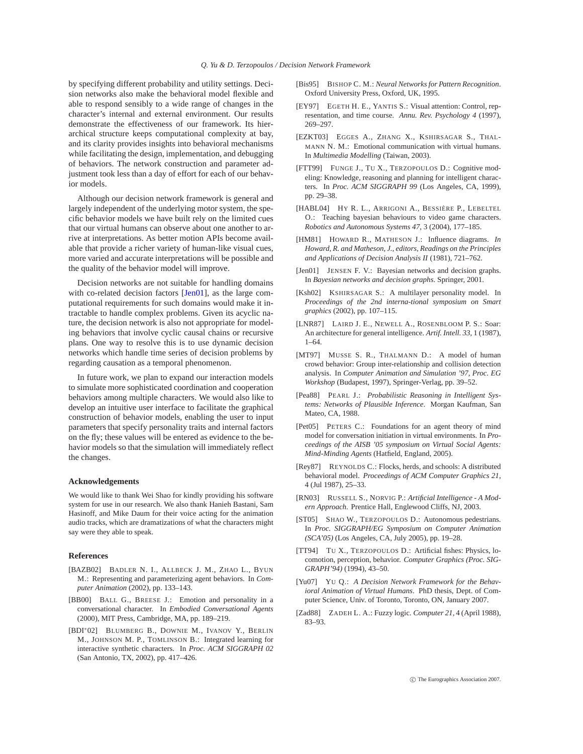by specifying different probability and utility settings. Decision networks also make the behavioral model flexible and able to respond sensibly to a wide range of changes in the character's internal and external environment. Our results demonstrate the effectiveness of our framework. Its hierarchical structure keeps computational complexity at bay, and its clarity provides insights into behavioral mechanisms while facilitating the design, implementation, and debugging of behaviors. The network construction and parameter adjustment took less than a day of effort for each of our behavior models.

Although our decision network framework is general and largely independent of the underlying motor system, the specific behavior models we have built rely on the limited cues that our virtual humans can observe about one another to arrive at interpretations. As better motion APIs become available that provide a richer variety of human-like visual cues, more varied and accurate interpretations will be possible and the quality of the behavior model will improve.

Decision networks are not suitable for handling domains with co-related decision factors [Jen01], as the large computational requirements for such domains would make it intractable to handle complex problems. Given its acyclic nature, the decision network is also not appropriate for modeling behaviors that involve cyclic causal chains or recursive plans. One way to resolve this is to use dynamic decision networks which handle time series of decision problems by regarding causation as a temporal phenomenon.

In future work, we plan to expand our interaction models to simulate more sophisticated coordination and cooperation behaviors among multiple characters. We would also like to develop an intuitive user interface to facilitate the graphical construction of behavior models, enabling the user to input parameters that specify personality traits and internal factors on the fly; these values will be entered as evidence to the behavior models so that the simulation will immediately reflect the changes.

## Acknowledgements

We would like to thank Wei Shao for kindly providing his software system for use in our research. We also thank Hanieh Bastani, Sam Hasinoff, and Mike Daum for their voice acting for the animation audio tracks, which are dramatizations of what the characters might say were they able to speak.

## References

[BAZB02] Badler N. I., Allbeck J. M., Zhao L., Byun M.: Representing and parameterizing agent behaviors. In *Computer Animation* (2002), pp. 133–143.

[BB00] Ball G., Breese J.: Emotion and personality in a conversational character. In *Embodied Conversational Agents* (2000), MIT Press, Cambridge, MA, pp. 189–219.

[BDI*02] Blumberg B., Downie M., Ivanov Y., Berlin M., Johnson M. P., Tomlinson B.: Integrated learning for interactive synthetic characters. In *Proc. ACM SIGGRAPH 02* (San Antonio, TX, 2002), pp. 417–426.

[Bis95] Bishop C. M.: *Neural Networks for Pattern Recognition*. Oxford University Press, Oxford, UK, 1995.

[EY97] Egeth H. E., Yantis S.: Visual attention: Control, representation, and time course. *Annu. Rev. Psychology 4* (1997), 269–297.

[EZKT03] Egges A., Zhang X., Kshirsagar S., Thalmann N. M.: Emotional communication with virtual humans. In *Multimedia Modelling* (Taiwan, 2003).

[FTT99] Funge J., Tu X., Terzopoulos D.: Cognitive modeling: Knowledge, reasoning and planning for intelligent characters. In *Proc. ACM SIGGRAPH 99* (Los Angeles, CA, 1999), pp. 29–38.

[HABL04] Hy R. L., Arrigoni A., Bessière P., Lebeltel O.: Teaching bayesian behaviours to video game characters. *Robotics and Autonomous Systems 47*, 3 (2004), 177–185.

[HM81] Howard R., Matheson J.: Influence diagrams. *In Howard, R. and Matheson, J., editors, Readings on the Principles and Applications of Decision Analysis II* (1981), 721–762.

[Jen01] Jensen F. V.: Bayesian networks and decision graphs. In *Bayesian networks and decision graphs*. Springer, 2001.

[Ksh02] Kshirsagar S.: A multilayer personality model. In *Proceedings of the 2nd interna-tional symposium on Smart graphics* (2002), pp. 107–115.

[LNR87] Laird J. E., Newell A., Rosenbloom P. S.: Soar: An architecture for general intelligence. *Artif. Intell. 33*, 1 (1987), 1–64.

[MT97] Musse S. R., Thalmann D.: A model of human crowd behavior: Group inter-relationship and collision detection analysis. In *Computer Animation and Simulation '97, Proc. EG Workshop* (Budapest, 1997), Springer-Verlag, pp. 39–52.

[Pea88] Pearl J.: *Probabilistic Reasoning in Intelligent Systems: Networks of Plausible Inference*. Morgan Kaufman, San Mateo, CA, 1988.

[Pet05] Peters C.: Foundations for an agent theory of mind model for conversation initiation in virtual environments. In *Proceedings of the AISB '05 symposium on Virtual Social Agents: Mind-Minding Agents* (Hatfield, England, 2005).

[Rey87] Reynolds C.: Flocks, herds, and schools: A distributed behavioral model. *Proceedings of ACM Computer Graphics 21*, 4 (Jul 1987), 25–33.

[RN03] Russell S., Norvig P.: *Artificial Intelligence - A Modern Approach*. Prentice Hall, Englewood Cliffs, NJ, 2003.

[ST05] Shao W., Terzopoulos D.: Autonomous pedestrians. In *Proc. SIGGRAPH/EG Symposium on Computer Animation (SCA'05)* (Los Angeles, CA, July 2005), pp. 19–28.

[TT94] Tu X., Terzopoulos D.: Artificial fishes: Physics, locomotion, perception, behavior. *Computer Graphics (Proc. SIGGRAPH'94)* (1994), 43–50.

[Yu07] Yu Q.: *A Decision Network Framework for the Behavioral Animation of Virtual Humans*. PhD thesis, Dept. of Computer Science, Univ. of Toronto, Toronto, ON, January 2007.

[Zad88] Zadeh L. A.: Fuzzy logic. *Computer 21*, 4 (April 1988), 83–93.